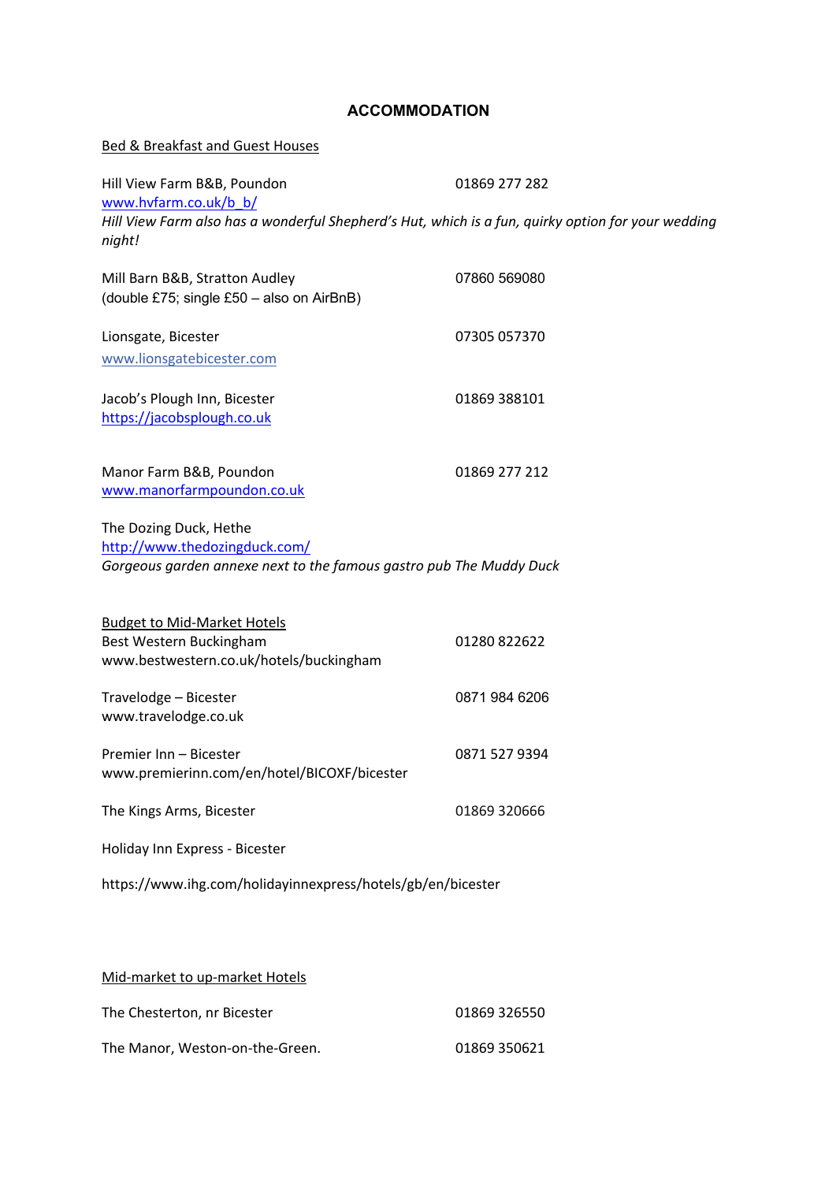# ACCOMMODATION

## Bed & Breakfast and Guest Houses

Hill View Farm B&B, Poundon 01869 277 282
www.hvfarm.co.uk/b_b/
*Hill View Farm also has a wonderful Shepherd's Hut, which is a fun, quirky option for your wedding night!*

Mill Barn B&B, Stratton Audley 07860 569080
(double £75; single £50 – also on AirBnB)

Lionsgate, Bicester 07305 057370
www.lionsgatebicester.com

Jacob's Plough Inn, Bicester 01869 388101
https://jacobsplough.co.uk

Manor Farm B&B, Poundon 01869 277 212
www.manorfarmpoundon.co.uk

The Dozing Duck, Hethe
http://www.thedozingduck.com/
*Gorgeous garden annexe next to the famous gastro pub The Muddy Duck*

## Budget to Mid-Market Hotels

Best Western Buckingham 01280 822622
www.bestwestern.co.uk/hotels/buckingham

Travelodge – Bicester 0871 984 6206
www.travelodge.co.uk

Premier Inn – Bicester 0871 527 9394
www.premierinn.com/en/hotel/BICOXF/bicester

The Kings Arms, Bicester 01869 320666

Holiday Inn Express - Bicester

https://www.ihg.com/holidayinnexpress/hotels/gb/en/bicester

## Mid-market to up-market Hotels

The Chesterton, nr Bicester 01869 326550

The Manor, Weston-on-the-Green. 01869 350621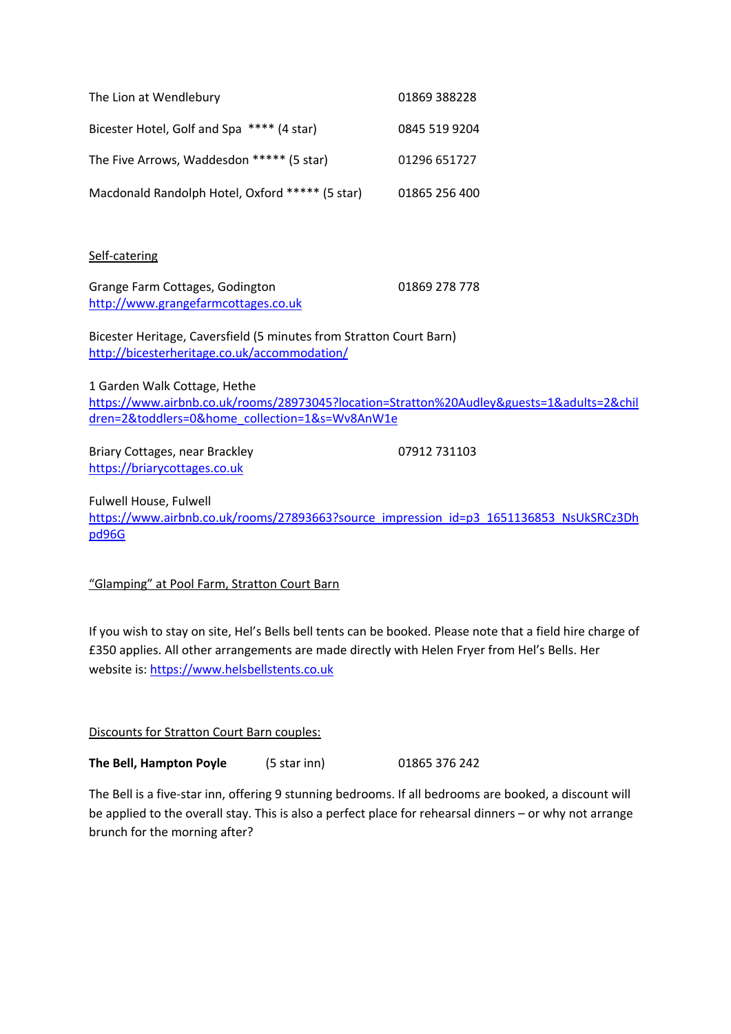The Lion at Wendlebury 01869 388228

Bicester Hotel, Golf and Spa **** (4 star) 0845 519 9204

The Five Arrows, Waddesdon ***** (5 star) 01296 651727

Macdonald Randolph Hotel, Oxford ***** (5 star) 01865 256 400

<u>Self-catering</u>

Grange Farm Cottages, Godington 01869 278 778
http://www.grangefarmcottages.co.uk

Bicester Heritage, Caversfield (5 minutes from Stratton Court Barn)
http://bicesterheritage.co.uk/accommodation/

1 Garden Walk Cottage, Hethe
https://www.airbnb.co.uk/rooms/28973045?location=Stratton%20Audley&guests=1&adults=2&children=2&toddlers=0&home_collection=1&s=Wv8AnW1e

Briary Cottages, near Brackley 07912 731103
https://briarycottages.co.uk

Fulwell House, Fulwell
https://www.airbnb.co.uk/rooms/27893663?source_impression_id=p3_1651136853_NsUkSRCz3Dhpd96G

<u>"Glamping" at Pool Farm, Stratton Court Barn</u>

If you wish to stay on site, Hel's Bells bell tents can be booked. Please note that a field hire charge of £350 applies. All other arrangements are made directly with Helen Fryer from Hel's Bells. Her website is: https://www.helsbellstents.co.uk

<u>Discounts for Stratton Court Barn couples:</u>

**The Bell, Hampton Poyle** (5 star inn) 01865 376 242

The Bell is a five-star inn, offering 9 stunning bedrooms. If all bedrooms are booked, a discount will be applied to the overall stay. This is also a perfect place for rehearsal dinners – or why not arrange brunch for the morning after?